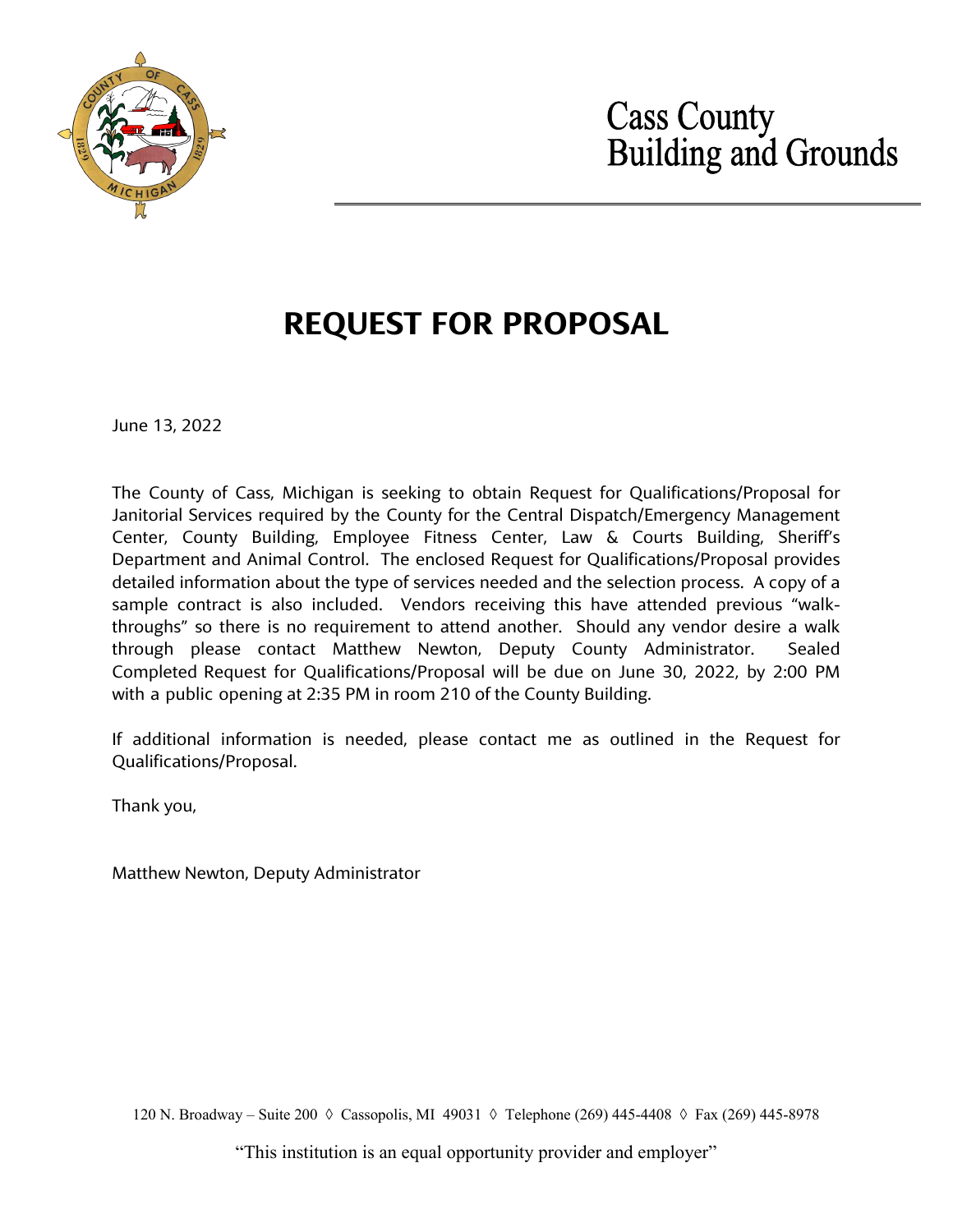Cass County
Building and Grounds

# REQUEST FOR PROPOSAL

June 13, 2022

The County of Cass, Michigan is seeking to obtain Request for Qualifications/Proposal for Janitorial Services required by the County for the Central Dispatch/Emergency Management Center, County Building, Employee Fitness Center, Law & Courts Building, Sheriff's Department and Animal Control. The enclosed Request for Qualifications/Proposal provides detailed information about the type of services needed and the selection process. A copy of a sample contract is also included. Vendors receiving this have attended previous "walk-throughs" so there is no requirement to attend another. Should any vendor desire a walk through please contact Matthew Newton, Deputy County Administrator. Sealed Completed Request for Qualifications/Proposal will be due on June 30, 2022, by 2:00 PM with a public opening at 2:35 PM in room 210 of the County Building.

If additional information is needed, please contact me as outlined in the Request for Qualifications/Proposal.

Thank you,

Matthew Newton, Deputy Administrator

120 N. Broadway – Suite 200 ◊ Cassopolis, MI 49031 ◊ Telephone (269) 445-4408 ◊ Fax (269) 445-8978

"This institution is an equal opportunity provider and employer"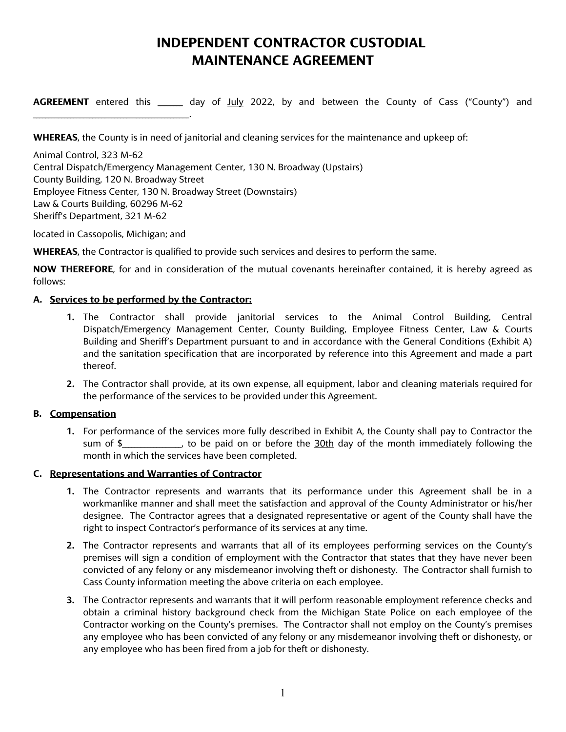# INDEPENDENT CONTRACTOR CUSTODIAL MAINTENANCE AGREEMENT

**AGREEMENT** entered this ______ day of July 2022, by and between the County of Cass ("County") and ________________________________.

**WHEREAS**, the County is in need of janitorial and cleaning services for the maintenance and upkeep of:

Animal Control, 323 M-62
Central Dispatch/Emergency Management Center, 130 N. Broadway (Upstairs)
County Building, 120 N. Broadway Street
Employee Fitness Center, 130 N. Broadway Street (Downstairs)
Law & Courts Building, 60296 M-62
Sheriff's Department, 321 M-62

located in Cassopolis, Michigan; and

**WHEREAS**, the Contractor is qualified to provide such services and desires to perform the same.

**NOW THEREFORE**, for and in consideration of the mutual covenants hereinafter contained, it is hereby agreed as follows:

**A. Services to be performed by the Contractor:**

1. The Contractor shall provide janitorial services to the Animal Control Building, Central Dispatch/Emergency Management Center, County Building, Employee Fitness Center, Law & Courts Building and Sheriff's Department pursuant to and in accordance with the General Conditions (Exhibit A) and the sanitation specification that are incorporated by reference into this Agreement and made a part thereof.
2. The Contractor shall provide, at its own expense, all equipment, labor and cleaning materials required for the performance of the services to be provided under this Agreement.

**B. Compensation**

1. For performance of the services more fully described in Exhibit A, the County shall pay to Contractor the sum of $____________, to be paid on or before the 30th day of the month immediately following the month in which the services have been completed.

**C. Representations and Warranties of Contractor**

1. The Contractor represents and warrants that its performance under this Agreement shall be in a workmanlike manner and shall meet the satisfaction and approval of the County Administrator or his/her designee. The Contractor agrees that a designated representative or agent of the County shall have the right to inspect Contractor's performance of its services at any time.
2. The Contractor represents and warrants that all of its employees performing services on the County's premises will sign a condition of employment with the Contractor that states that they have never been convicted of any felony or any misdemeanor involving theft or dishonesty. The Contractor shall furnish to Cass County information meeting the above criteria on each employee.
3. The Contractor represents and warrants that it will perform reasonable employment reference checks and obtain a criminal history background check from the Michigan State Police on each employee of the Contractor working on the County's premises. The Contractor shall not employ on the County's premises any employee who has been convicted of any felony or any misdemeanor involving theft or dishonesty, or any employee who has been fired from a job for theft or dishonesty.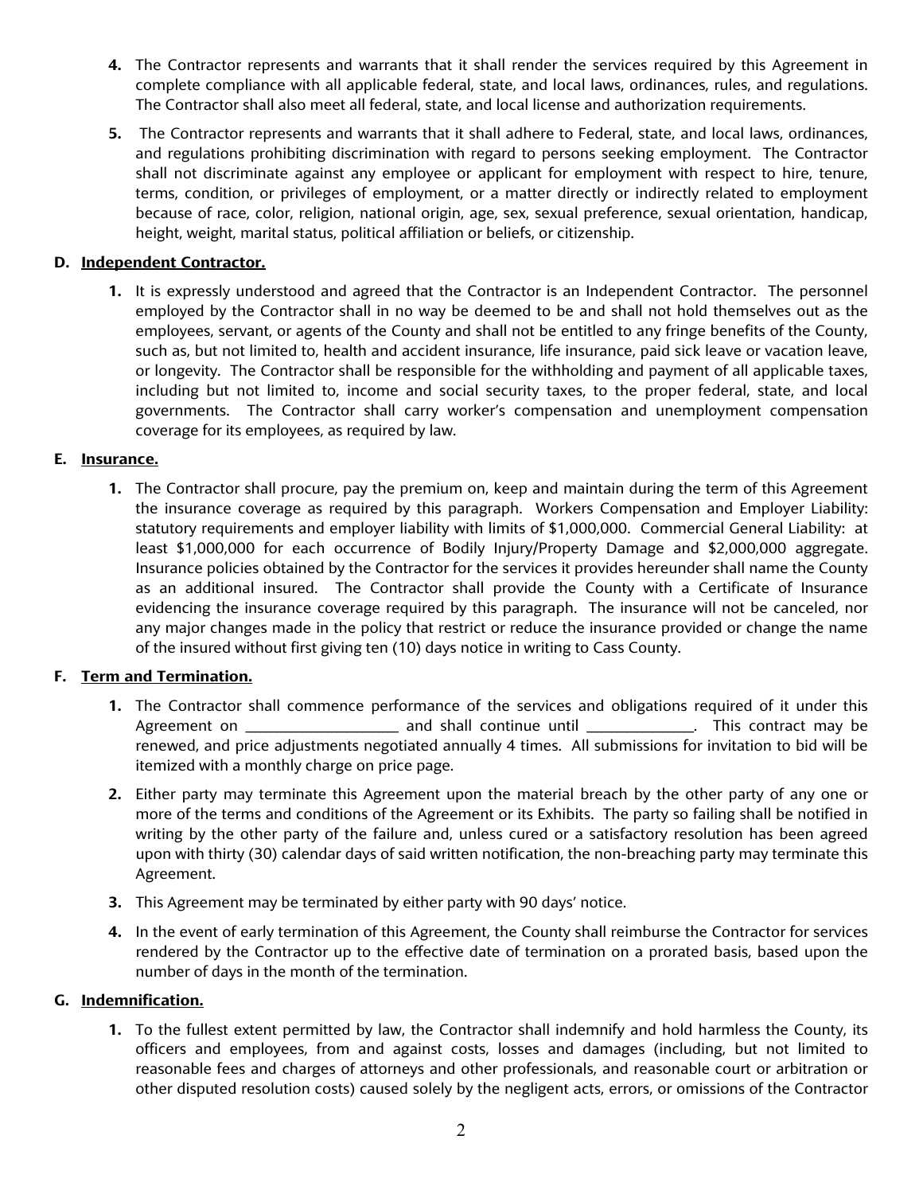4. The Contractor represents and warrants that it shall render the services required by this Agreement in complete compliance with all applicable federal, state, and local laws, ordinances, rules, and regulations. The Contractor shall also meet all federal, state, and local license and authorization requirements.

5. The Contractor represents and warrants that it shall adhere to Federal, state, and local laws, ordinances, and regulations prohibiting discrimination with regard to persons seeking employment. The Contractor shall not discriminate against any employee or applicant for employment with respect to hire, tenure, terms, condition, or privileges of employment, or a matter directly or indirectly related to employment because of race, color, religion, national origin, age, sex, sexual preference, sexual orientation, handicap, height, weight, marital status, political affiliation or beliefs, or citizenship.

**D. <u>Independent Contractor.</u>**

1. It is expressly understood and agreed that the Contractor is an Independent Contractor. The personnel employed by the Contractor shall in no way be deemed to be and shall not hold themselves out as the employees, servant, or agents of the County and shall not be entitled to any fringe benefits of the County, such as, but not limited to, health and accident insurance, life insurance, paid sick leave or vacation leave, or longevity. The Contractor shall be responsible for the withholding and payment of all applicable taxes, including but not limited to, income and social security taxes, to the proper federal, state, and local governments. The Contractor shall carry worker's compensation and unemployment compensation coverage for its employees, as required by law.

**E. <u>Insurance.</u>**

1. The Contractor shall procure, pay the premium on, keep and maintain during the term of this Agreement the insurance coverage as required by this paragraph. Workers Compensation and Employer Liability: statutory requirements and employer liability with limits of $1,000,000. Commercial General Liability: at least $1,000,000 for each occurrence of Bodily Injury/Property Damage and $2,000,000 aggregate. Insurance policies obtained by the Contractor for the services it provides hereunder shall name the County as an additional insured. The Contractor shall provide the County with a Certificate of Insurance evidencing the insurance coverage required by this paragraph. The insurance will not be canceled, nor any major changes made in the policy that restrict or reduce the insurance provided or change the name of the insured without first giving ten (10) days notice in writing to Cass County.

**F. <u>Term and Termination.</u>**

1. The Contractor shall commence performance of the services and obligations required of it under this Agreement on ____________________ and shall continue until ______________. This contract may be renewed, and price adjustments negotiated annually 4 times. All submissions for invitation to bid will be itemized with a monthly charge on price page.

2. Either party may terminate this Agreement upon the material breach by the other party of any one or more of the terms and conditions of the Agreement or its Exhibits. The party so failing shall be notified in writing by the other party of the failure and, unless cured or a satisfactory resolution has been agreed upon with thirty (30) calendar days of said written notification, the non-breaching party may terminate this Agreement.

3. This Agreement may be terminated by either party with 90 days' notice.

4. In the event of early termination of this Agreement, the County shall reimburse the Contractor for services rendered by the Contractor up to the effective date of termination on a prorated basis, based upon the number of days in the month of the termination.

**G. <u>Indemnification.</u>**

1. To the fullest extent permitted by law, the Contractor shall indemnify and hold harmless the County, its officers and employees, from and against costs, losses and damages (including, but not limited to reasonable fees and charges of attorneys and other professionals, and reasonable court or arbitration or other disputed resolution costs) caused solely by the negligent acts, errors, or omissions of the Contractor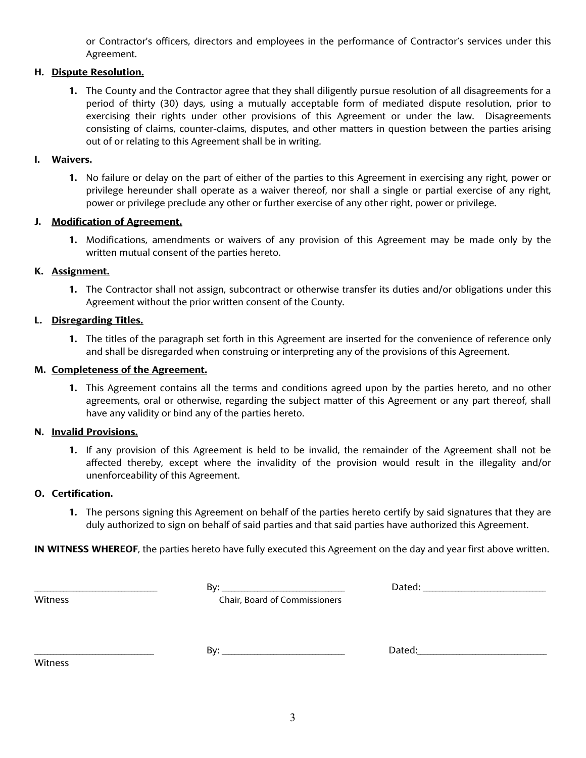or Contractor's officers, directors and employees in the performance of Contractor's services under this Agreement.

**H. Dispute Resolution.**

**1.** The County and the Contractor agree that they shall diligently pursue resolution of all disagreements for a period of thirty (30) days, using a mutually acceptable form of mediated dispute resolution, prior to exercising their rights under other provisions of this Agreement or under the law. Disagreements consisting of claims, counter-claims, disputes, and other matters in question between the parties arising out of or relating to this Agreement shall be in writing.

**I. Waivers.**

**1.** No failure or delay on the part of either of the parties to this Agreement in exercising any right, power or privilege hereunder shall operate as a waiver thereof, nor shall a single or partial exercise of any right, power or privilege preclude any other or further exercise of any other right, power or privilege.

**J. Modification of Agreement.**

**1.** Modifications, amendments or waivers of any provision of this Agreement may be made only by the written mutual consent of the parties hereto.

**K. Assignment.**

**1.** The Contractor shall not assign, subcontract or otherwise transfer its duties and/or obligations under this Agreement without the prior written consent of the County.

**L. Disregarding Titles.**

**1.** The titles of the paragraph set forth in this Agreement are inserted for the convenience of reference only and shall be disregarded when construing or interpreting any of the provisions of this Agreement.

**M. Completeness of the Agreement.**

**1.** This Agreement contains all the terms and conditions agreed upon by the parties hereto, and no other agreements, oral or otherwise, regarding the subject matter of this Agreement or any part thereof, shall have any validity or bind any of the parties hereto.

**N. Invalid Provisions.**

**1.** If any provision of this Agreement is held to be invalid, the remainder of the Agreement shall not be affected thereby, except where the invalidity of the provision would result in the illegality and/or unenforceability of this Agreement.

**O. Certification.**

**1.** The persons signing this Agreement on behalf of the parties hereto certify by said signatures that they are duly authorized to sign on behalf of said parties and that said parties have authorized this Agreement.

**IN WITNESS WHEREOF**, the parties hereto have fully executed this Agreement on the day and year first above written.

| | | |
|---|---|---|
| ________________________ | By: ________________________ | Dated: ________________________ |
| Witness | Chair, Board of Commissioners | |
| ________________________ | By: ________________________ | Dated: ________________________ |
| Witness | | |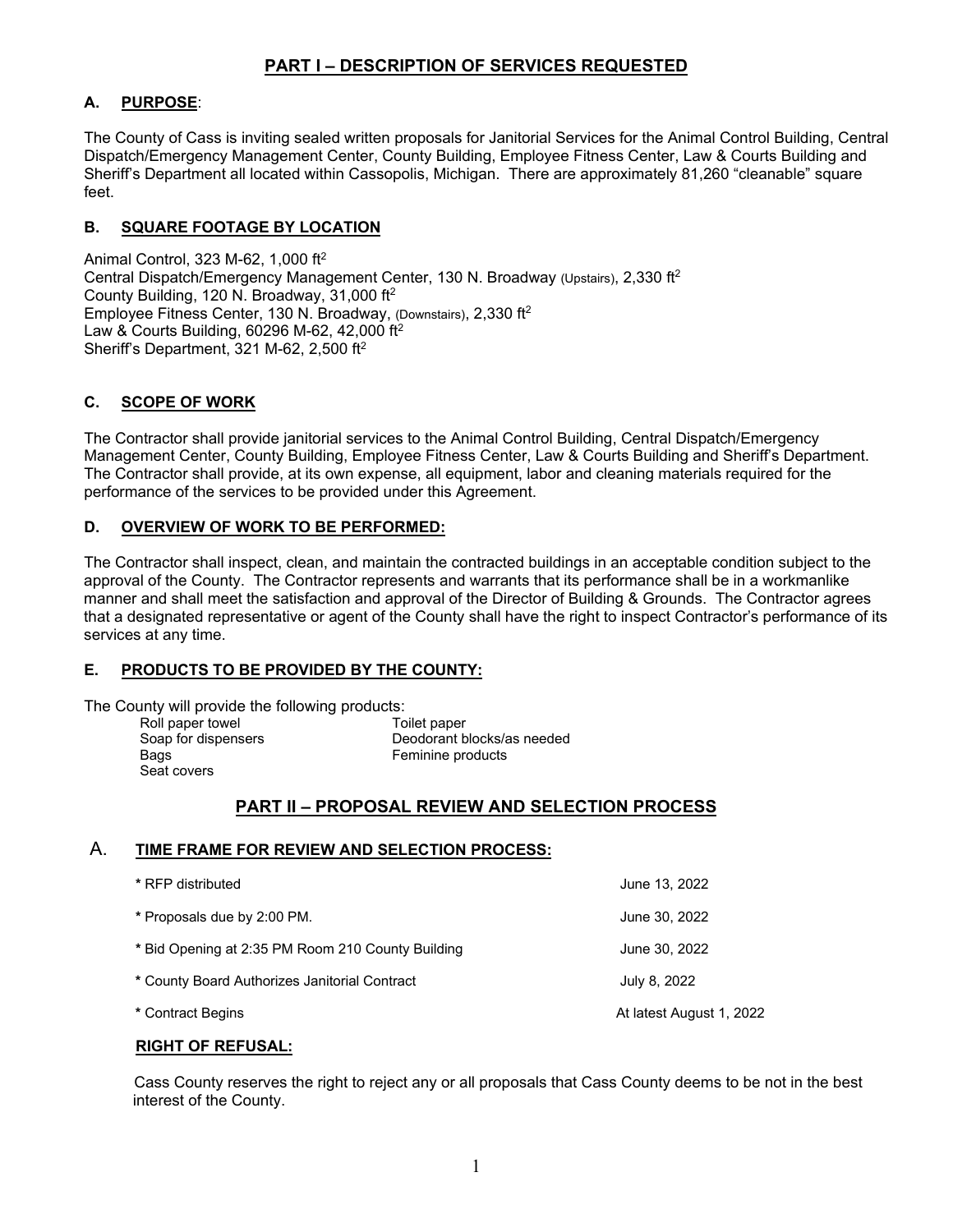## PART I – DESCRIPTION OF SERVICES REQUESTED

### A. PURPOSE:

The County of Cass is inviting sealed written proposals for Janitorial Services for the Animal Control Building, Central Dispatch/Emergency Management Center, County Building, Employee Fitness Center, Law & Courts Building and Sheriff's Department all located within Cassopolis, Michigan. There are approximately 81,260 "cleanable" square feet.

### B. SQUARE FOOTAGE BY LOCATION

Animal Control, 323 M-62, 1,000 $ft^2$
Central Dispatch/Emergency Management Center, 130 N. Broadway (Upstairs), 2,330 $ft^2$
County Building, 120 N. Broadway, 31,000 $ft^2$
Employee Fitness Center, 130 N. Broadway, (Downstairs), 2,330 $ft^2$
Law & Courts Building, 60296 M-62, 42,000 $ft^2$
Sheriff's Department, 321 M-62, 2,500 $ft^2$

### C. SCOPE OF WORK

The Contractor shall provide janitorial services to the Animal Control Building, Central Dispatch/Emergency Management Center, County Building, Employee Fitness Center, Law & Courts Building and Sheriff's Department. The Contractor shall provide, at its own expense, all equipment, labor and cleaning materials required for the performance of the services to be provided under this Agreement.

### D. OVERVIEW OF WORK TO BE PERFORMED:

The Contractor shall inspect, clean, and maintain the contracted buildings in an acceptable condition subject to the approval of the County. The Contractor represents and warrants that its performance shall be in a workmanlike manner and shall meet the satisfaction and approval of the Director of Building & Grounds. The Contractor agrees that a designated representative or agent of the County shall have the right to inspect Contractor's performance of its services at any time.

### E. PRODUCTS TO BE PROVIDED BY THE COUNTY:

The County will provide the following products:

| | |
|---|---|
| Roll paper towel | Toilet paper |
| Soap for dispensers | Deodorant blocks/as needed |
| Bags | Feminine products |
| Seat covers | |

## PART II – PROPOSAL REVIEW AND SELECTION PROCESS

### A. TIME FRAME FOR REVIEW AND SELECTION PROCESS:

| | |
|---|---|
| * RFP distributed | June 13, 2022 |
| * Proposals due by 2:00 PM. | June 30, 2022 |
| * Bid Opening at 2:35 PM Room 210 County Building | June 30, 2022 |
| * County Board Authorizes Janitorial Contract | July 8, 2022 |
| * Contract Begins | At latest August 1, 2022 |

#### RIGHT OF REFUSAL:

Cass County reserves the right to reject any or all proposals that Cass County deems to be not in the best interest of the County.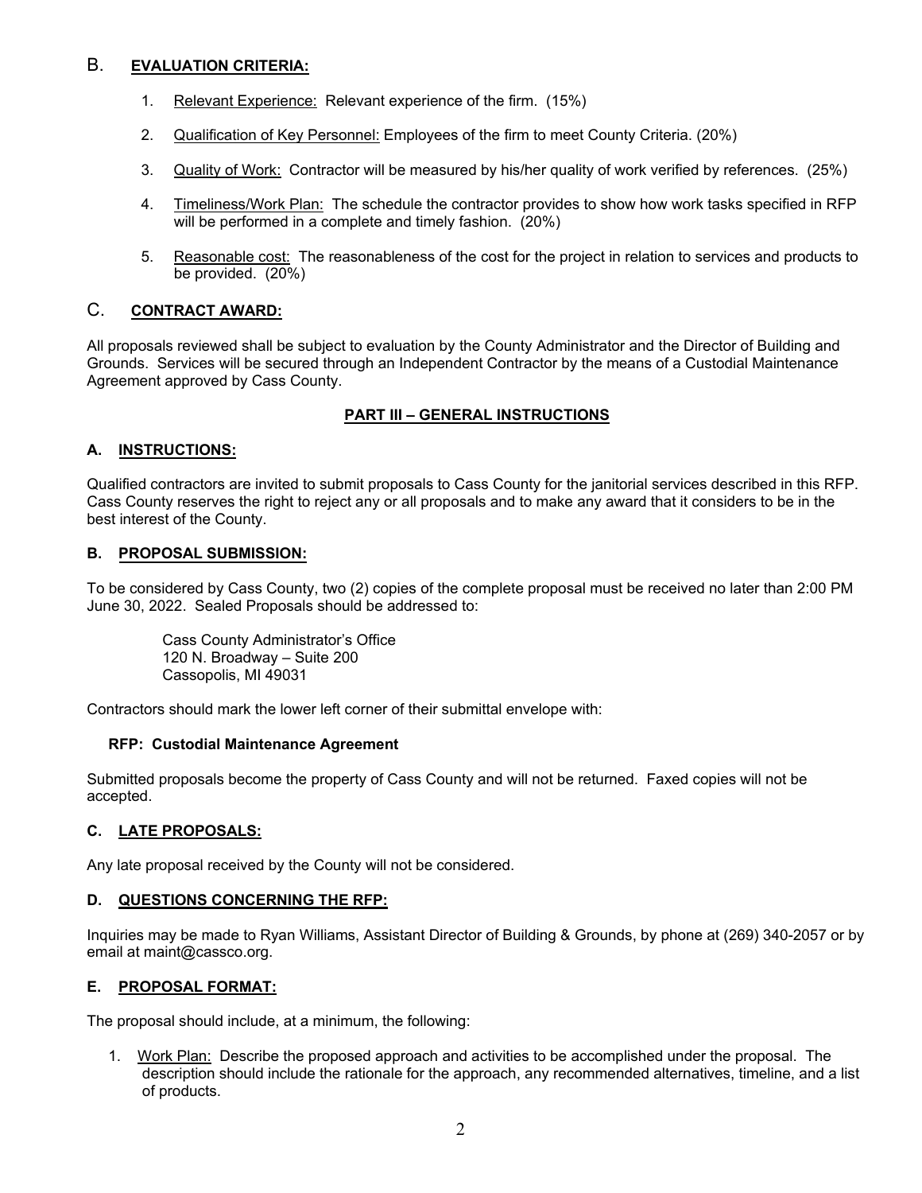## B. EVALUATION CRITERIA:

1. Relevant Experience: Relevant experience of the firm. (15%)
2. Qualification of Key Personnel: Employees of the firm to meet County Criteria. (20%)
3. Quality of Work: Contractor will be measured by his/her quality of work verified by references. (25%)
4. Timeliness/Work Plan: The schedule the contractor provides to show how work tasks specified in RFP will be performed in a complete and timely fashion. (20%)
5. Reasonable cost: The reasonableness of the cost for the project in relation to services and products to be provided. (20%)

## C. CONTRACT AWARD:

All proposals reviewed shall be subject to evaluation by the County Administrator and the Director of Building and Grounds. Services will be secured through an Independent Contractor by the means of a Custodial Maintenance Agreement approved by Cass County.

## PART III – GENERAL INSTRUCTIONS

### A. INSTRUCTIONS:

Qualified contractors are invited to submit proposals to Cass County for the janitorial services described in this RFP. Cass County reserves the right to reject any or all proposals and to make any award that it considers to be in the best interest of the County.

### B. PROPOSAL SUBMISSION:

To be considered by Cass County, two (2) copies of the complete proposal must be received no later than 2:00 PM June 30, 2022. Sealed Proposals should be addressed to:

Cass County Administrator's Office
120 N. Broadway – Suite 200
Cassopolis, MI 49031

Contractors should mark the lower left corner of their submittal envelope with:

**RFP: Custodial Maintenance Agreement**

Submitted proposals become the property of Cass County and will not be returned. Faxed copies will not be accepted.

### C. LATE PROPOSALS:

Any late proposal received by the County will not be considered.

### D. QUESTIONS CONCERNING THE RFP:

Inquiries may be made to Ryan Williams, Assistant Director of Building & Grounds, by phone at (269) 340-2057 or by email at maint@cassco.org.

### E. PROPOSAL FORMAT:

The proposal should include, at a minimum, the following:

1. Work Plan: Describe the proposed approach and activities to be accomplished under the proposal. The description should include the rationale for the approach, any recommended alternatives, timeline, and a list of products.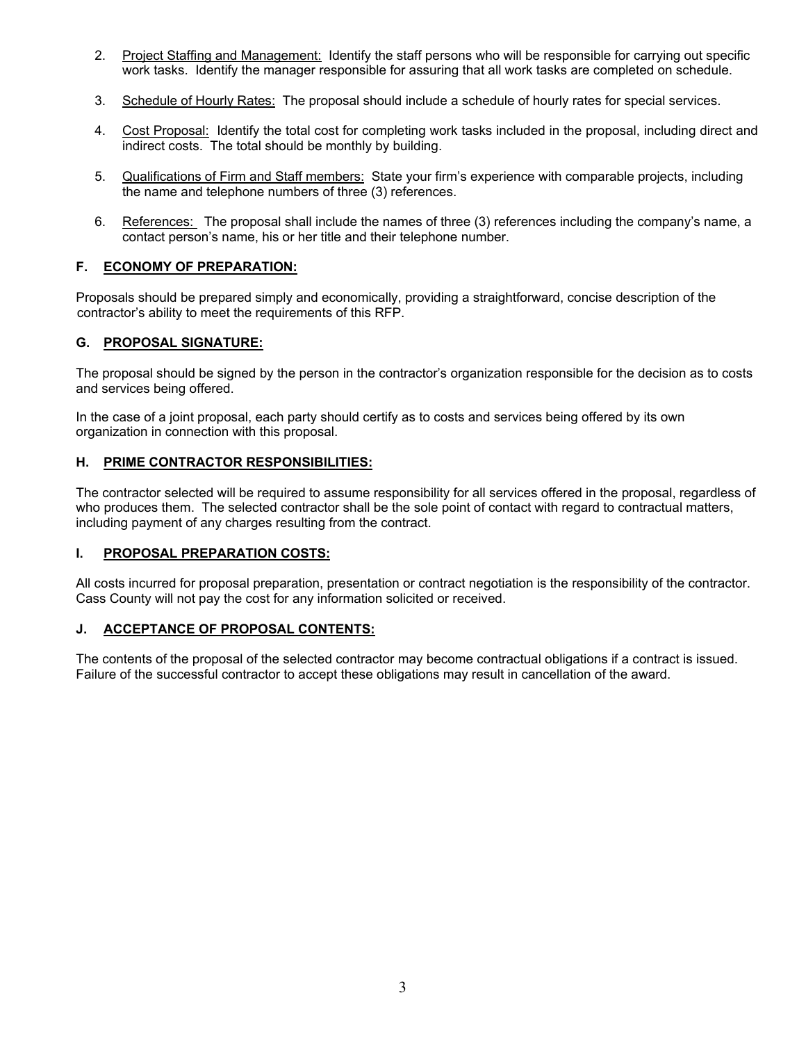2. <u>Project Staffing and Management:</u> Identify the staff persons who will be responsible for carrying out specific work tasks. Identify the manager responsible for assuring that all work tasks are completed on schedule.

3. <u>Schedule of Hourly Rates:</u> The proposal should include a schedule of hourly rates for special services.

4. <u>Cost Proposal:</u> Identify the total cost for completing work tasks included in the proposal, including direct and indirect costs. The total should be monthly by building.

5. <u>Qualifications of Firm and Staff members:</u> State your firm's experience with comparable projects, including the name and telephone numbers of three (3) references.

6. <u>References:</u> The proposal shall include the names of three (3) references including the company's name, a contact person's name, his or her title and their telephone number.

### F. ECONOMY OF PREPARATION:

Proposals should be prepared simply and economically, providing a straightforward, concise description of the contractor's ability to meet the requirements of this RFP.

### G. PROPOSAL SIGNATURE:

The proposal should be signed by the person in the contractor's organization responsible for the decision as to costs and services being offered.

In the case of a joint proposal, each party should certify as to costs and services being offered by its own organization in connection with this proposal.

### H. PRIME CONTRACTOR RESPONSIBILITIES:

The contractor selected will be required to assume responsibility for all services offered in the proposal, regardless of who produces them. The selected contractor shall be the sole point of contact with regard to contractual matters, including payment of any charges resulting from the contract.

### I. PROPOSAL PREPARATION COSTS:

All costs incurred for proposal preparation, presentation or contract negotiation is the responsibility of the contractor. Cass County will not pay the cost for any information solicited or received.

### J. ACCEPTANCE OF PROPOSAL CONTENTS:

The contents of the proposal of the selected contractor may become contractual obligations if a contract is issued. Failure of the successful contractor to accept these obligations may result in cancellation of the award.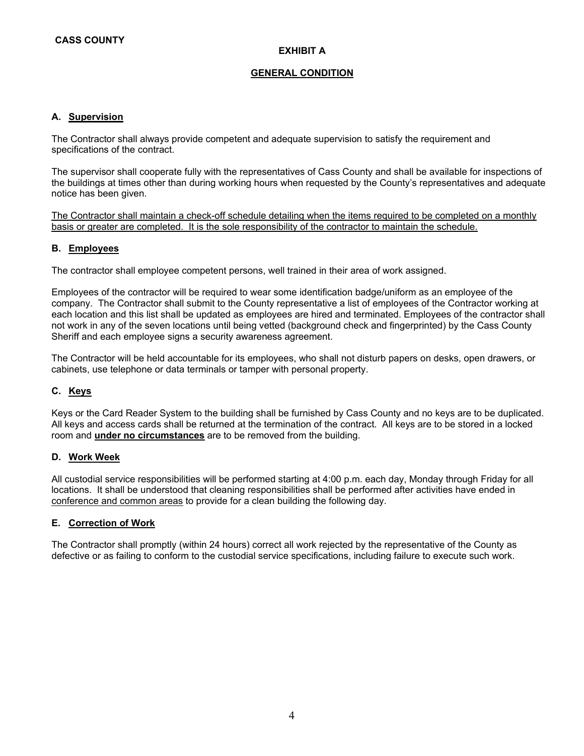**CASS COUNTY**

## EXHIBIT A

## GENERAL CONDITION

### A. Supervision

The Contractor shall always provide competent and adequate supervision to satisfy the requirement and specifications of the contract.

The supervisor shall cooperate fully with the representatives of Cass County and shall be available for inspections of the buildings at times other than during working hours when requested by the County's representatives and adequate notice has been given.

<u>The Contractor shall maintain a check-off schedule detailing when the items required to be completed on a monthly basis or greater are completed. It is the sole responsibility of the contractor to maintain the schedule.</u>

### B. Employees

The contractor shall employee competent persons, well trained in their area of work assigned.

Employees of the contractor will be required to wear some identification badge/uniform as an employee of the company. The Contractor shall submit to the County representative a list of employees of the Contractor working at each location and this list shall be updated as employees are hired and terminated. Employees of the contractor shall not work in any of the seven locations until being vetted (background check and fingerprinted) by the Cass County Sheriff and each employee signs a security awareness agreement.

The Contractor will be held accountable for its employees, who shall not disturb papers on desks, open drawers, or cabinets, use telephone or data terminals or tamper with personal property.

### C. Keys

Keys or the Card Reader System to the building shall be furnished by Cass County and no keys are to be duplicated. All keys and access cards shall be returned at the termination of the contract. All keys are to be stored in a locked room and **<u>under no circumstances</u>** are to be removed from the building.

### D. Work Week

All custodial service responsibilities will be performed starting at 4:00 p.m. each day, Monday through Friday for all locations. It shall be understood that cleaning responsibilities shall be performed after activities have ended in <u>conference and common areas</u> to provide for a clean building the following day.

### E. Correction of Work

The Contractor shall promptly (within 24 hours) correct all work rejected by the representative of the County as defective or as failing to conform to the custodial service specifications, including failure to execute such work.